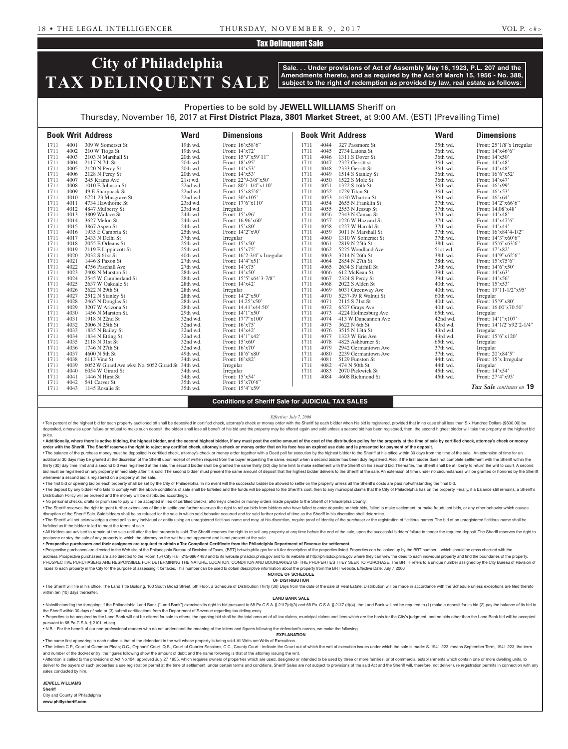## Tax Delinquent Sale

# City of Philadelphia TAX DELINQUENT SALE

**Sale. . . Under provisions of Act of Assembly May 16, 1923, P.L. 207 and the Amendments thereto, and as required by the Act of March 15, 1956 - No. 388, subject to the right of redemption as provided by law, real estate as follows:**

Properties to be sold by **JEWELL WILLIAMS** Sheriff on
Thursday, November 16, 2017 at **First District Plaza, 3801 Market Street**, at 9:00 AM. (EST) (Prevailing Time)

| Book | Writ | Address | Ward | Dimensions |
|---|---|---|---|---|
| 1711 | 4001 | 309 W Somerset St | 19th wd. | Front: 16'x58'6" |
| 1711 | 4002 | 210 W Tioga St | 19th wd. | Front: 14'x72' |
| 1711 | 4003 | 2103 N Marshall St | 20th wd. | Front: 15'9"x59'11" |
| 1711 | 4004 | 2117 N 7th St | 20th wd. | Front: 18'x95' |
| 1711 | 4005 | 2120 N Percy St | 20th wd. | Front: 14'x53' |
| 1711 | 4006 | 2128 N Percy St | 20th wd. | Front: 14'x53' |
| 1711 | 4007 | 245 Krams Ave | 21st wd. | Front: 22'9-3/8"x50' |
| 1711 | 4008 | 1010 E Johnson St | 22nd wd. | Front: 80'1-1/4"x110' |
| 1711 | 4009 | 49 E Sharpnack St | 22nd wd. | Front: 15'x85'6" |
| 1711 | 4010 | 6721-23 Musgrave St | 22nd wd. | Front: 30'x105' |
| 1711 | 4011 | 4734 Hawthorne St | 23rd wd. | Front: 17'6"x110' |
| 1711 | 4012 | 4847 Mulberry St | 23rd wd. | Irregular |
| 1711 | 4013 | 3809 Wallace St | 24th wd. | Front: 15'x96' |
| 1711 | 4014 | 3627 Melon St | 24th wd. | Front: 16.96'x60' |
| 1711 | 4015 | 3867 Aspen St | 24th wd. | Front: 15'x80' |
| 1711 | 4016 | 1935 E Cambria St | 25th wd. | Front: 14'2"x90' |
| 1711 | 4017 | 2433 N Delhi St | 37th wd. | Irregular |
| 1711 | 4018 | 2055 E Orleans St | 25th wd. | Front: 15'x50' |
| 1711 | 4019 | 2119 E Lippincott St | 25th wd. | Front: 15'x75' |
| 1711 | 4020 | 2032 S 61st St | 40th wd. | Front: 16'2-3/4"x Irregular |
| 1711 | 4021 | 1446 S Paxon St | 27th wd. | Front: 14'4"x51' |
| 1711 | 4022 | 4756 Paschall Ave | 27th wd. | Front: 14'x75' |
| 1711 | 4023 | 2408 N Marston St | 28th wd. | Front: 14'x50' |
| 1711 | 4024 | 2545 W Cumberland St | 28th wd. | Front: 15'5"x64'3-7/8" |
| 1711 | 4025 | 2637 W Oakdale St | 28th wd. | Front: 14'x42' |
| 1711 | 4026 | 2622 N 29th St | 28th wd. | Irregular |
| 1711 | 4027 | 2512 N Stanley St | 28th wd. | Front: 14'2"x50' |
| 1711 | 4028 | 2465 N Douglas St | 28th wd. | Front: 14.25'x50' |
| 1711 | 4029 | 3207 W Arizona St | 28th wd. | Front: 14.41'x44.50' |
| 1711 | 4030 | 1456 N Marston St. | 29th wd. | Front: 14'1"x50' |
| 1711 | 4031 | 1918 N 22nd St | 32nd wd. | Front: 17'7"x100' |
| 1711 | 4032 | 2006 N 25th St | 32nd wd. | Front: 16'x75' |
| 1711 | 4033 | 1835 N Bailey St | 32nd wd. | Front: 14'x42' |
| 1711 | 4034 | 1834 N Etting St | 32nd wd. | Front: 14'1"x42' |
| 1711 | 4035 | 2118 N 31st St | 32nd wd. | Front: 15'x60' |
| 1711 | 4036 | 1746 N 27th St | 32nd wd. | Front: 16'x70' |
| 1711 | 4037 | 4600 N 5th St | 49th wd. | Front: 18'6"x80' |
| 1711 | 4038 | 6113 Vine St | 34th wd. | Front: 16'x82' |
| 1711 | 4039 | 6052 W Girard Ave a/k/a No. 6052 Girard St | 34th wd. | Irregular |
| 1711 | 4040 | 6054 W Girard St | 34th wd. | Irregular |
| 1711 | 4041 | 1446 N Hirst St | 34th wd. | Front: 15'x54' |
| 1711 | 4042 | 541 Carver St | 35th wd. | Front: 15'x70'6" |
| 1711 | 4043 | 1145 Rosalie St | 35th wd. | Front: 15'4"x59' |
| 1711 | 4044 | 327 Passmore St | 35th wd. | Front: 25'1/8"x Irregular |
| 1711 | 4045 | 2734 Latona St | 36th wd. | Front: 14'x46'6" |
| 1711 | 4046 | 1311 S Dover St | 36th wd. | Front: 14'x50' |
| 1711 | 4047 | 2327 Gerritt st | 36th wd. | Front: 14'x48' |
| 1711 | 4048 | 2333 Gerritt St | 36th wd. | Front: 14'x48' |
| 1711 | 4049 | 1514 S Stanley St | 36th wd. | Front: 16'6"x52' |
| 1711 | 4050 | 1522 S Mole St | 36th wd. | Front: 14'x47' |
| 1711 | 4051 | 1322 S 16th St | 36th wd. | Front: 16'x99' |
| 1711 | 4052 | 1729 Titan St | 36th wd. | Front: 16'x53' |
| 1711 | 4053 | 1430 Wharton St | 36th wd. | Front: 16'x64' |
| 1711 | 4054 | 2655 N Franklin St | 37th wd. | Front: 14'2"x66'6" |
| 1711 | 4055 | 2553 N Jessup St | 37th wd. | Front: 14.08'x48' |
| 1711 | 4056 | 2343 N Camac St | 37th wd. | Front: 14'x48' |
| 1711 | 4057 | 1226 W Hazzard St | 37th wd. | Front: 14'x47'6" |
| 1711 | 4058 | 1227 W Harold St | 37th wd. | Front: 14'x44' |
| 1711 | 4059 | 3011 N Marshall St | 37th wd. | Front: 16'x84'4-1/2" |
| 1711 | 4060 | 1310 W Somerset St | 37th wd. | Front: 14'3"x60'6" |
| 1711 | 4061 | 2819 N 25th St | 38th wd. | Front: 15'6"x63'6" |
| 1711 | 4062 | 5225 Woodland Ave | 51st wd. | Front: 17'x82' |
| 1711 | 4063 | 3214 N 26th St | 38th wd. | Front: 14'9"x62'6" |
| 1711 | 4064 | 2854 N 27th St | 38th wd. | Front: 15'x75'6" |
| 1711 | 4065 | 2634 S Fairhill St | 39th wd. | Front: 14'6"x50' |
| 1711 | 4066 | 612 McKean St | 39th wd. | Front: 14'x63' |
| 1711 | 4067 | 2324 S Percy St | 39th wd. | Front: 14'x56' |
| 1711 | 4068 | 2022 S Alden St | 40th wd. | Front: 15'x53' |
| 1711 | 4069 | 6031 Greenway Ave | 40th wd. | Front: 19'11-1/2"x95' |
| 1711 | 4070 | 5237-39 R Walnut St | 60th wd. | Irregular |
| 1711 | 4071 | 2115 S 71st St | 40th wd. | Front: 15'9"x80' |
| 1711 | 4072 | 6527 Grays Ave | 40th wd. | Front: 16.00'x70.50' |
| 1711 | 4073 | 4224 Holmesburg Ave | 65th wd. | Irregular |
| 1711 | 4074 | 413 W Duncannon Ave | 42nd wd. | Front: 14'1"x107' |
| 1711 | 4075 | 3622 N 6th St | 43rd wd. | Front: 14'1/2"x92'2-1/4" |
| 1711 | 4076 | 3515 N 13th St | 43rd wd. | Irregular |
| 1711 | 4077 | 1323 W Erie Ave | 43rd wd. | Front: 15'6"x120' |
| 1711 | 4078 | 4825 Ashburner St | 65th wd. | Irregular |
| 1711 | 4079 | 2942 Germantown Ave | 37th wd. | Irregular |
| 1711 | 4080 | 2239 Germantown Ave | 37th wd. | Front: 20'x84'5" |
| 1711 | 4081 | 5129 Funston St | 44th wd. | Front: 15'x Irregular |
| 1711 | 4082 | 474 N 50th St | 44th wd. | Irregular |
| 1711 | 4083 | 2070 Pickwick St | 45th wd. | Front: 14'x54' |
| 1711 | 4084 | 4608 Richmond St | 45th wd. | Front: 27'4"x93' |

*Tax Sale continues on* **19**

### Conditions of Sheriff Sale for JUDICIAL TAX SALES

*Effective: July 7, 2006*

• Ten percent of the highest bid for each property auctioned off shall be deposited in certified check, attorney's check or money order with the Sheriff by each bidder when his bid is registered, provided that in no case shall less than Six Hundred Dollars ($600.00) be deposited, otherwise upon failure or refusal to make such deposit, the bidder shall lose all benefit of his bid and the property may be offered again and sold unless a second bid has been registered, then, the second highest bidder will take the property at the highest bid price.

**• Additionally, where there is active bidding, the highest bidder, and the second highest bidder, if any must post the entire amount of the cost of the distribution policy for the property at the time of sale by certified check, attorney's check or money order with the Sheriff. The Sheriff reserves the right to reject any certified check, attorney's check or money order that on its face has an expired use date and is presented for payment of the deposit.**

• The balance of the purchase money must be deposited in certified check, attorney's check or money order together with a Deed poll for execution by the highest bidder to the Sheriff at his office within 30 days from the time of the sale. An extension of time for an additional 30 days may be granted at the discretion of the Sheriff upon receipt of written request from the buyer requesting the same, except when a second bidder has been duly registered. Also, if the first bidder does not complete settlement with the Sheriff within the thirty (30) day time limit and a second bid was registered at the sale, the second bidder shall be granted the same thirty (30) day time limit to make settlement with the Sheriff on his second bid. Thereafter, the Sheriff shall be at liberty to return the writ to court. A second bid must be registered on any property immediately after it is sold. The second bidder must present the same amount of deposit that the highest bidder delivers to the Sheriff at the sale. An extension of time under no circumstances will be granted or honored by the Sheriff whenever a second bid is registered on a property at the sale.

• The first bid or opening bid on each property shall be set by the City of Philadelphia. In no event will the successful bidder be allowed to settle on the property unless all the Sheriff's costs are paid notwithstanding the final bid.

• The deposit by any bidder who fails to comply with the above conditions of sale shall be forfeited and the funds will be applied to the Sheriff's cost, then to any municipal claims that the City of Philadelphia has on the property. Finally, if a balance still remains, a Sheriff's Distribution Policy will be ordered and the money will be distributed accordingly.

• No personal checks, drafts or promises to pay will be accepted in lieu of certified checks, attorney's checks or money orders made payable to the Sheriff of Philadelphia County.

• The Sheriff reserves the right to grant further extensions of time to settle and further reserves the right to refuse bids from bidders who have failed to enter deposits on their bids, failed to make settlement, or make fraudulent bids, or any other behavior which causes disruption of the Sheriff Sale. Said bidders shall be so refused for the sale in which said behavior occurred and for said further period of time as the Sheriff in his discretion shall determine.

• The Sheriff will not acknowledge a deed poll to any individual or entity using an unregistered fictitious name and may, at his discretion, require proof of identity of the purchaser or the registration of fictitious names. The bid of an unregistered fictitious name shall be forfeited as if the bidder failed to meet the terms of sale.

• All bidders are advised to remain at the sale until after the last property is sold. The Sheriff reserves the right to re-sell any property at any time before the end of the sale, upon the successful bidders' failure to tender the required deposit. The Sheriff reserves the right to postpone or stay the sale of any property in which the attorney on the writ has not appeared and is not present at the sale.

**• Prospective purchasers and their assignees are required to obtain a Tax Compliant Certificate from the Philadelphia Department of Revenue for settlement.**

• Prospective purchasers are directed to the Web site of the Philadelphia Bureau of Revision of Taxes, (BRT) brtweb.phila.gov for a fuller description of the properties listed. Properties can be looked up by the BRT number – which should be cross checked with the address. Prospective purchasers are also directed to the Room 154 City Hall, 215-686-1483 and to its website philadox.phila.gov and to its website at http://philadox.phila.gov where they can view the deed to each individual property and find the boundaries of the property. PROSPECTIVE PURCHASERS ARE RESPONSIBLE FOR DETERMINING THE NATURE, LOCATION, CONDITION AND BOUNDARIES OF THE PROPERTIES THEY SEEK TO PURCHASE. The BRT # refers to a unique number assigned by the City Bureau of Revision of Taxes to each property in the City for the purpose of assessing it for taxes. This number can be used to obtain descriptive information about the property from the BRT website. Effective Date: July 7, 2006

**NOTICE OF SCHEDULE OF DISTRIBUTION**

• The Sheriff will file in his office, The Land Title Building, 100 South Broad Street, 5th Floor, a Schedule of Distribution Thirty (30) Days from the date of the sale of Real Estate. Distribution will be made in accordance with the Schedule unless exceptions are filed thereto within ten (10) days thereafter.

**LAND BANK SALE**

• Notwithstanding the foregoing, if the Philadelphia Land Bank ("Land Bank") exercises its right to bid pursuant to 68 Pa.C.S.A. § 2117(d)(3) and 68 Pa. C.S.A. § 2117 (d)(4), the Land Bank will not be required to (1) make a deposit for its bid (2) pay the balance of its bid to the Sheriff within 30 days of sale or (3) submit certifications from the Department of Revenue regarding tax delinquency.

• Properties to be acquired by the Land Bank will not be offered for sale to others; the opening bid shall be the total amount of all tax claims, municipal claims and liens which are the basis for the City's judgment, and no bids other than the Land Bank bid will be accepted pursuant to 68 Pa.C.S.A. § 2101, et seq.

• N.B. - For the benefit of our non-professional readers who do not understand the meaning of the letters and figures following the defendant's names, we make the following.

**EXPLANATION**

• The name first appearing in each notice is that of the defendant in the writ whose property is being sold. All Writs are Writs of Executions.

• The letters C.P., Court of Common Pleas; O.C., Orphans' Court; Q.S., Court of Quarter Sessions; C.C., County Court - indicate the Court out of which the writ of execution issues under which the sale is made: S. 1941. 223. means September Term, 1941. 223, the term and number of the docket entry; the figures following show the amount of debt; and the name following is that of the attorney issuing the writ.

• Attention is called to the provisions of Act No.104, approved July 27, 1955, which requires owners of properties which are used, designed or intended to be used by three or more families, or of commercial establishments which contain one or more dwelling units, to deliver to the buyers of such properties a use registration permit at the time of settlement, under certain terms and conditions. Sheriff Sales are not subject to provisions of the said Act and the Sheriff will, therefore, not deliver use registration permits in connection with any sales conducted by him.

**JEWELL WILLIAMS**
**Sheriff**
City and County of Philadelphia
**www.phillysheriff.com**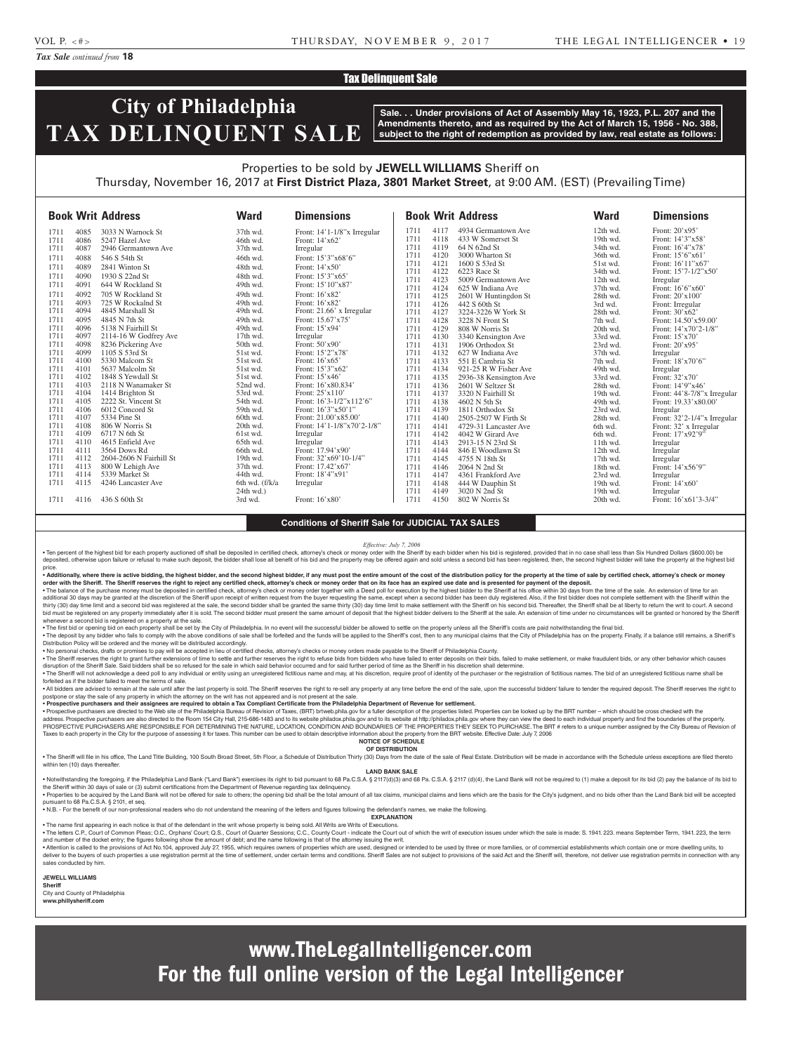*Tax Sale continued from* **18**

**Tax Delinquent Sale**

# City of Philadelphia TAX DELINQUENT SALE

**Sale. . . Under provisions of Act of Assembly May 16, 1923, P.L. 207 and the Amendments thereto, and as required by the Act of March 15, 1956 - No. 388, subject to the right of redemption as provided by law, real estate as follows:**

Properties to be sold by **JEWELL WILLIAMS** Sheriff on Thursday, November 16, 2017 at **First District Plaza, 3801 Market Street**, at 9:00 AM. (EST) (Prevailing Time)

| Book | Writ | Address | Ward | Dimensions |
|---|---|---|---|---|
| 1711 | 4085 | 3033 N Warnock St | 37th wd. | Front: 14'1-1/8"x Irregular |
| 1711 | 4086 | 5247 Hazel Ave | 46th wd. | Front: 14'x62' |
| 1711 | 4087 | 2946 Germantown Ave | 37th wd. | Irregular |
| 1711 | 4088 | 546 S 54th St | 46th wd. | Front: 15'3"x68'6" |
| 1711 | 4089 | 2841 Winton St | 48th wd. | Front: 14'x50' |
| 1711 | 4090 | 1930 S 22nd St | 48th wd. | Front: 15'3"x65' |
| 1711 | 4091 | 644 W Rockland St | 49th wd. | Front: 15'10"x87' |
| 1711 | 4092 | 705 W Rockland St | 49th wd. | Front: 16'x82' |
| 1711 | 4093 | 725 W Rockalnd St | 49th wd. | Front: 16'x82' |
| 1711 | 4094 | 4845 Marshall St | 49th wd. | Front: 21.66' x Irregular |
| 1711 | 4095 | 4845 N 7th St | 49th wd. | Front: 15.67'x75' |
| 1711 | 4096 | 5138 N Fairhill St | 49th wd. | Front: 15'x94' |
| 1711 | 4097 | 2114-16 W Godfrey Ave | 17th wd. | Irregular |
| 1711 | 4098 | 8236 Pickering Ave | 50th wd. | Front: 50'x90' |
| 1711 | 4099 | 1105 S 53rd St | 51st wd. | Front: 15'2"x78' |
| 1711 | 4100 | 5330 Malcom St | 51st wd. | Front: 16'x65' |
| 1711 | 4101 | 5637 Malcolm St | 51st wd. | Front: 15'3"x62' |
| 1711 | 4102 | 1848 S Yewdall St | 51st wd. | Front: 15'x46' |
| 1711 | 4103 | 2118 N Wanamaker St | 52nd wd. | Front: 16'x80.834' |
| 1711 | 4104 | 1414 Brighton St | 53rd wd. | Front: 25'x110' |
| 1711 | 4105 | 2222 St. Vincent St | 54th wd. | Front: 16'3-1/2"x112'6" |
| 1711 | 4106 | 6012 Concord St | 59th wd. | Front: 16'3"x50'1" |
| 1711 | 4107 | 5334 Pine St | 60th wd. | Front: 21.00'x85.00' |
| 1711 | 4108 | 806 W Norris St | 20th wd. | Front: 14'1-1/8"x70'2-1/8" |
| 1711 | 4109 | 6717 N 6th St | 61st wd. | Irregular |
| 1711 | 4110 | 4615 Enfield Ave | 65th wd. | Irregular |
| 1711 | 4111 | 3564 Dows Rd | 66th wd. | Front: 17.94'x90' |
| 1711 | 4112 | 2604-2606 N Fairhill St | 19th wd. | Front: 32'x69'10-1/4" |
| 1711 | 4113 | 800 W Lehigh Ave | 37th wd. | Front: 17.42'x67' |
| 1711 | 4114 | 5339 Market St | 44th wd. | Front: 18'4"x91' |
| 1711 | 4115 | 4246 Lancaster Ave | 6th wd. (f/k/a 24th wd.) | Irregular |
| 1711 | 4116 | 436 S 60th St | 3rd wd. | Front: 16'x80' |
| 1711 | 4117 | 4934 Germantown Ave | 12th wd. | Front: 20'x95' |
| 1711 | 4118 | 433 W Somerset St | 19th wd. | Front: 14'3"x58' |
| 1711 | 4119 | 64 N 62nd St | 34th wd. | Front: 16'4"x78' |
| 1711 | 4120 | 3000 Wharton St | 36th wd. | Front: 15'6"x61' |
| 1711 | 4121 | 1600 S 53rd St | 51st wd. | Front: 16'11"x67' |
| 1711 | 4122 | 6223 Race St | 34th wd. | Front: 15'7-1/2"x50' |
| 1711 | 4123 | 5009 Germantown Ave | 12th wd. | Irregular |
| 1711 | 4124 | 625 W Indiana Ave | 37th wd. | Front: 16'6"x60' |
| 1711 | 4125 | 2601 W Huntingdon St | 28th wd. | Front: 20'x100' |
| 1711 | 4126 | 442 S 60th St | 3rd wd. | Front: Irregular |
| 1711 | 4127 | 3224-3226 W York St | 28th wd. | Front: 30'x62' |
| 1711 | 4128 | 3228 N Front St | 7th wd. | Front: 14.50'x59.00' |
| 1711 | 4129 | 808 W Norris St | 20th wd. | Front: 14'x70'2-1/8" |
| 1711 | 4130 | 3340 Kensington Ave | 33rd wd. | Front: 15'x70' |
| 1711 | 4131 | 1906 Orthodox St | 23rd wd. | Front: 20'x95' |
| 1711 | 4132 | 627 W Indiana Ave | 37th wd. | Irregular |
| 1711 | 4133 | 551 E Cambria St | 7th wd. | Front: 18'x70'6" |
| 1711 | 4134 | 921-25 R W Fisher Ave | 49th wd. | Irregular |
| 1711 | 4135 | 2936-38 Kensington Ave | 33rd wd. | Front: 32'x70' |
| 1711 | 4136 | 2601 W Seltzer St | 28th wd. | Front: 14'9"x46' |
| 1711 | 4137 | 3320 N Fairhill St | 19th wd. | Front: 44'8-7/8"x Irregular |
| 1711 | 4138 | 4602 N 5th St | 49th wd. | Front: 19.33'x80.00' |
| 1711 | 4139 | 1811 Orthodox St | 23rd wd. | Irregular |
| 1711 | 4140 | 2505-2507 W Firth St | 28th wd. | Front: 32'2-1/4"x Irregular |
| 1711 | 4141 | 4729-31 Lancaster Ave | 6th wd. | Front: 32' x Irregular |
| 1711 | 4142 | 4042 W Girard Ave | 6th wd. | Front: 17'x92'9" |
| 1711 | 4143 | 2913-15 N 23rd St | 11th wd. | Irregular |
| 1711 | 4144 | 846 E Woodlawn St | 12th wd. | Irregular |
| 1711 | 4145 | 4755 N 18th St | 17th wd. | Irregular |
| 1711 | 4146 | 2064 N 2nd St | 18th wd. | Front: 14'x56'9" |
| 1711 | 4147 | 4361 Frankford Ave | 23rd wd. | Irregular |
| 1711 | 4148 | 444 W Dauphin St | 19th wd. | Front: 14'x60' |
| 1711 | 4149 | 3020 N 2nd St | 19th wd. | Irregular |
| 1711 | 4150 | 802 W Norris St | 20th wd. | Front: 16'x61'3-3/4" |

## Conditions of Sheriff Sale for JUDICIAL TAX SALES

*Effective: July 7, 2006*

• Ten percent of the highest bid for each property auctioned off shall be deposited in certified check, attorney's check or money order with the Sheriff by each bidder when his bid is registered, provided that in no case shall less than Six Hundred Dollars ($600.00) be deposited, otherwise upon failure or refusal to make such deposit, the bidder shall lose all benefit of his bid and the property may be offered again and sold unless a second bid has been registered, then, the second highest bidder will take the property at the highest bid price.

**• Additionally, where there is active bidding, the highest bidder, and the second highest bidder, if any must post the entire amount of the cost of the distribution policy for the property at the time of sale by certified check, attorney's check or money order with the Sheriff. The Sheriff reserves the right to reject any certified check, attorney's check or money order that on its face has an expired use date and is presented for payment of the deposit.**

• The balance of the purchase money must be deposited in certified check, attorney's check or money order together with a Deed poll for execution by the highest bidder to the Sheriff at his office within 30 days from the time of the sale. An extension of time for an additional 30 days may be granted at the discretion of the Sheriff upon receipt of written request from the buyer requesting the same, except when a second bidder has been duly registered. Also, if the first bidder does not complete settlement with the Sheriff within the thirty (30) day time limit and a second bid was registered at the sale, the second bidder shall be granted the same thirty (30) day time limit to make settlement with the Sheriff on his second bid. Thereafter, the Sheriff shall be at liberty to return the writ to court. A second bid must be registered on any property immediately after it is sold. The second bidder must present the same amount of deposit that the highest bidder delivers to the Sheriff at the sale. An extension of time under no circumstances will be granted or honored by the Sheriff whenever a second bid is registered on a property at the sale.

• The first bid or opening bid on each property shall be set by the City of Philadelphia. In no event will the successful bidder be allowed to settle on the property unless all the Sheriff's costs are paid notwithstanding the final bid.

• The deposit by any bidder who fails to comply with the above conditions of sale shall be forfeited and the funds will be applied to the Sheriff's cost, then to any municipal claims that the City of Philadelphia has on the property. Finally, if a balance still remains, a Sheriff's Distribution Policy will be ordered and the money will be distributed accordingly.

• No personal checks, drafts or promises to pay will be accepted in lieu of certified checks, attorney's checks or money orders made payable to the Sheriff of Philadelphia County.

• The Sheriff reserves the right to grant further extensions of time to settle and further reserves the right to refuse bids from bidders who have failed to enter deposits on their bids, failed to make settlement, or make fraudulent bids, or any other behavior which causes disruption of the Sheriff Sale. Said bidders shall be so refused for the sale in which said behavior occurred and for said further period of time as the Sheriff in his discretion shall determine.

• The Sheriff will not acknowledge a deed poll to any individual or entity using an unregistered fictitious name and may, at his discretion, require proof of identity of the purchaser or the registration of fictitious names. The bid of an unregistered fictitious name shall be forfeited as if the bidder failed to meet the terms of sale.

• All bidders are advised to remain at the sale until after the last property is sold. The Sheriff reserves the right to re-sell any property at any time before the end of the sale, upon the successful bidders' failure to tender the required deposit. The Sheriff reserves the right to postpone or stay the sale of any property in which the attorney on the writ has not appeared and is not present at the sale.

**• Prospective purchasers and their assignees are required to obtain a Tax Compliant Certificate from the Philadelphia Department of Revenue for settlement.**

• Prospective purchasers are directed to the Web site of the Philadelphia Bureau of Revision of Taxes, (BRT) brtweb.phila.gov for a fuller description of the properties listed. Properties can be looked up by the BRT number – which should be cross checked with the address. Prospective purchasers are also directed to the Room 154 City Hall, 215-686-1483 and to its website philadox.phila.gov and to its website at http://philadox.phila.gov where they can view the deed to each individual property and find the boundaries of the property. PROSPECTIVE PURCHASERS ARE RESPONSIBLE FOR DETERMINING THE NATURE, LOCATION, CONDITION AND BOUNDARIES OF THE PROPERTIES THEY SEEK TO PURCHASE. The BRT # refers to a unique number assigned by the City Bureau of Revision of Taxes to each property in the City for the purpose of assessing it for taxes. This number can be used to obtain descriptive information about the property from the BRT website. Effective Date: July 7, 2006

**NOTICE OF SCHEDULE OF DISTRIBUTION**

• The Sheriff will file in his office, The Land Title Building, 100 South Broad Street, 5th Floor, a Schedule of Distribution Thirty (30) Days from the date of the sale of Real Estate. Distribution will be made in accordance with the Schedule unless exceptions are filed thereto within ten (10) days thereafter.

**LAND BANK SALE**

• Notwithstanding the foregoing, if the Philadelphia Land Bank ("Land Bank") exercises its right to bid pursuant to 68 Pa.C.S.A. § 2117(d)(3) and 68 Pa. C.S.A. § 2117 (d)(4), the Land Bank will not be required to (1) make a deposit for its bid (2) pay the balance of its bid to the Sheriff within 30 days of sale or (3) submit certifications from the Department of Revenue regarding tax delinquency.

• Properties to be acquired by the Land Bank will not be offered for sale to others; the opening bid shall be the total amount of all tax claims, municipal claims and liens which are the basis for the City's judgment, and no bids other than the Land Bank bid will be accepted pursuant to 68 Pa.C.S.A. § 2101, et seq.

• N.B. - For the benefit of our non-professional readers who do not understand the meaning of the letters and figures following the defendant's names, we make the following.

**EXPLANATION**

• The name first appearing in each notice is that of the defendant in the writ whose property is being sold. All Writs are Writs of Executions.

• The letters C.P., Court of Common Pleas; O.C., Orphans' Court; Q.S., Court of Quarter Sessions; C.C., County Court - indicate the Court out of which the writ of execution issues under which the sale is made: S. 1941. 223. means September Term, 1941. 223, the term and number of the docket entry; the figures following show the amount of debt; and the name following is that of the attorney issuing the writ.

• Attention is called to the provisions of Act No.104, approved July 27, 1955, which requires owners of properties which are used, designed or intended to be used by three or more families, or of commercial establishments which contain one or more dwelling units, to deliver to the buyers of such properties a use registration permit at the time of settlement, under certain terms and conditions. Sheriff Sales are not subject to provisions of the said Act and the Sheriff will, therefore, not deliver use registration permits in connection with any sales conducted by him.

**JEWELL WILLIAMS**
**Sheriff**
City and County of Philadelphia
**www.phillysheriff.com**

**www.TheLegalIntelligencer.com**
**For the full online version of the Legal Intelligencer**